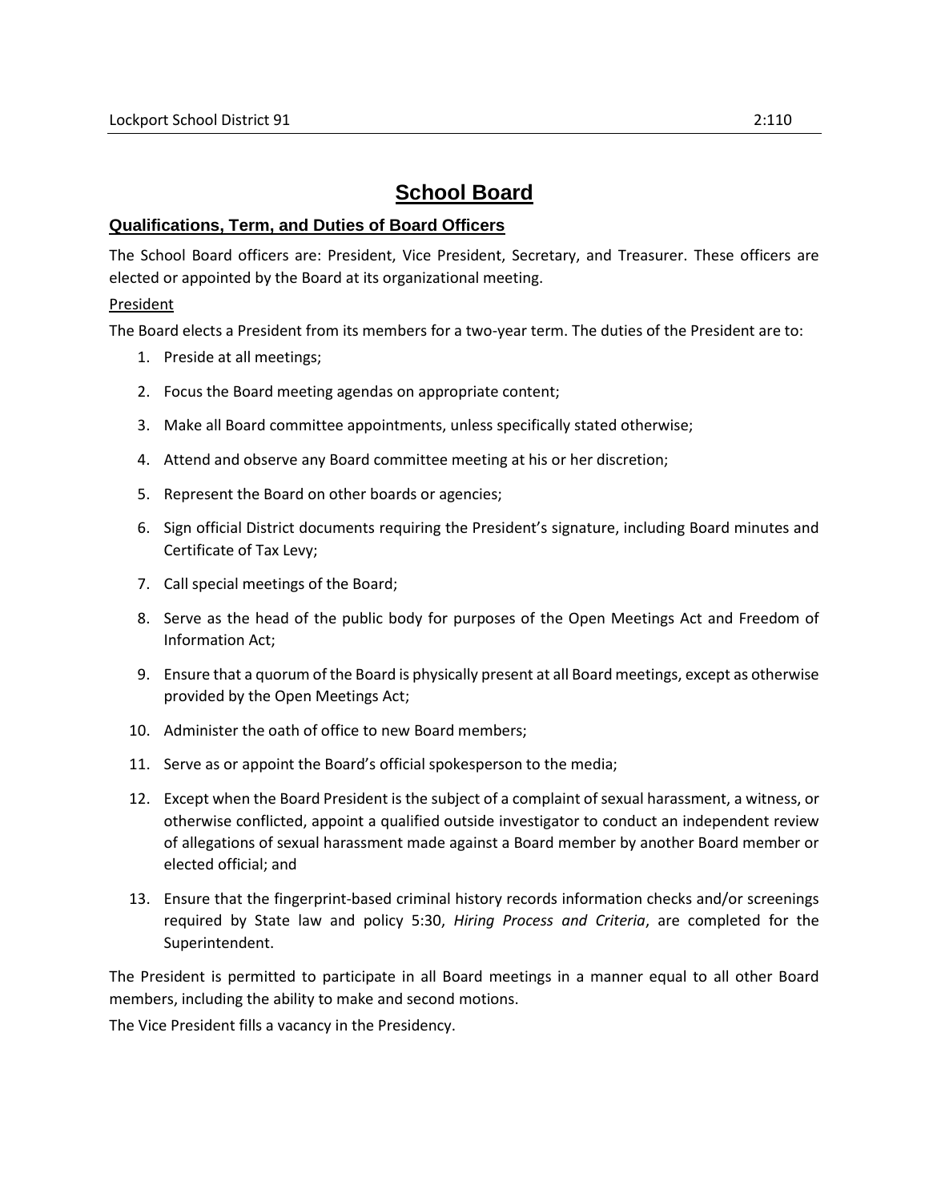# School Board

## Qualifications, Term, and Duties of Board Officers

The School Board officers are: President, Vice President, Secretary, and Treasurer. These officers are elected or appointed by the Board at its organizational meeting.

### President

The Board elects a President from its members for a two-year term. The duties of the President are to:

1. Preside at all meetings;
2. Focus the Board meeting agendas on appropriate content;
3. Make all Board committee appointments, unless specifically stated otherwise;
4. Attend and observe any Board committee meeting at his or her discretion;
5. Represent the Board on other boards or agencies;
6. Sign official District documents requiring the President's signature, including Board minutes and Certificate of Tax Levy;
7. Call special meetings of the Board;
8. Serve as the head of the public body for purposes of the Open Meetings Act and Freedom of Information Act;
9. Ensure that a quorum of the Board is physically present at all Board meetings, except as otherwise provided by the Open Meetings Act;
10. Administer the oath of office to new Board members;
11. Serve as or appoint the Board's official spokesperson to the media;
12. Except when the Board President is the subject of a complaint of sexual harassment, a witness, or otherwise conflicted, appoint a qualified outside investigator to conduct an independent review of allegations of sexual harassment made against a Board member by another Board member or elected official; and
13. Ensure that the fingerprint-based criminal history records information checks and/or screenings required by State law and policy 5:30, *Hiring Process and Criteria*, are completed for the Superintendent.

The President is permitted to participate in all Board meetings in a manner equal to all other Board members, including the ability to make and second motions.

The Vice President fills a vacancy in the Presidency.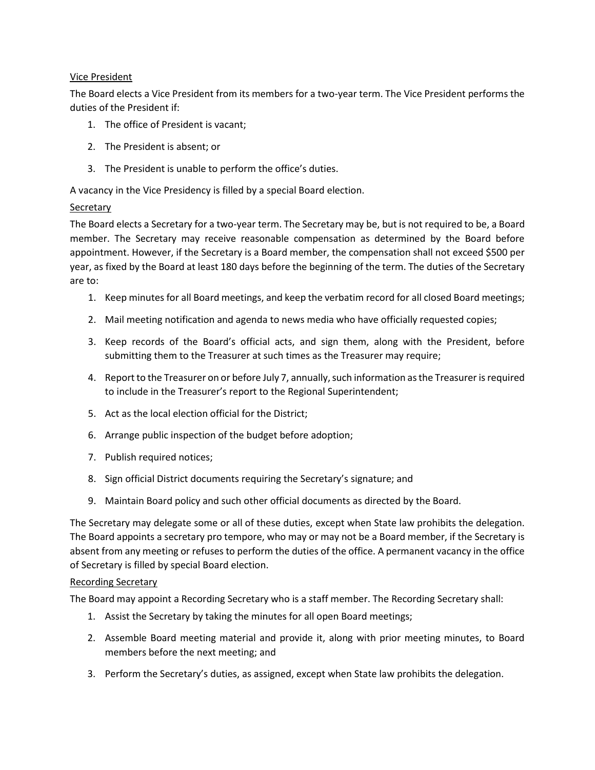<u>Vice President</u>

The Board elects a Vice President from its members for a two-year term. The Vice President performs the duties of the President if:

1. The office of President is vacant;
2. The President is absent; or
3. The President is unable to perform the office's duties.

A vacancy in the Vice Presidency is filled by a special Board election.

<u>Secretary</u>

The Board elects a Secretary for a two-year term. The Secretary may be, but is not required to be, a Board member. The Secretary may receive reasonable compensation as determined by the Board before appointment. However, if the Secretary is a Board member, the compensation shall not exceed $500 per year, as fixed by the Board at least 180 days before the beginning of the term. The duties of the Secretary are to:

1. Keep minutes for all Board meetings, and keep the verbatim record for all closed Board meetings;
2. Mail meeting notification and agenda to news media who have officially requested copies;
3. Keep records of the Board's official acts, and sign them, along with the President, before submitting them to the Treasurer at such times as the Treasurer may require;
4. Report to the Treasurer on or before July 7, annually, such information as the Treasurer is required to include in the Treasurer's report to the Regional Superintendent;
5. Act as the local election official for the District;
6. Arrange public inspection of the budget before adoption;
7. Publish required notices;
8. Sign official District documents requiring the Secretary's signature; and
9. Maintain Board policy and such other official documents as directed by the Board.

The Secretary may delegate some or all of these duties, except when State law prohibits the delegation. The Board appoints a secretary pro tempore, who may or may not be a Board member, if the Secretary is absent from any meeting or refuses to perform the duties of the office. A permanent vacancy in the office of Secretary is filled by special Board election.

<u>Recording Secretary</u>

The Board may appoint a Recording Secretary who is a staff member. The Recording Secretary shall:

1. Assist the Secretary by taking the minutes for all open Board meetings;
2. Assemble Board meeting material and provide it, along with prior meeting minutes, to Board members before the next meeting; and
3. Perform the Secretary's duties, as assigned, except when State law prohibits the delegation.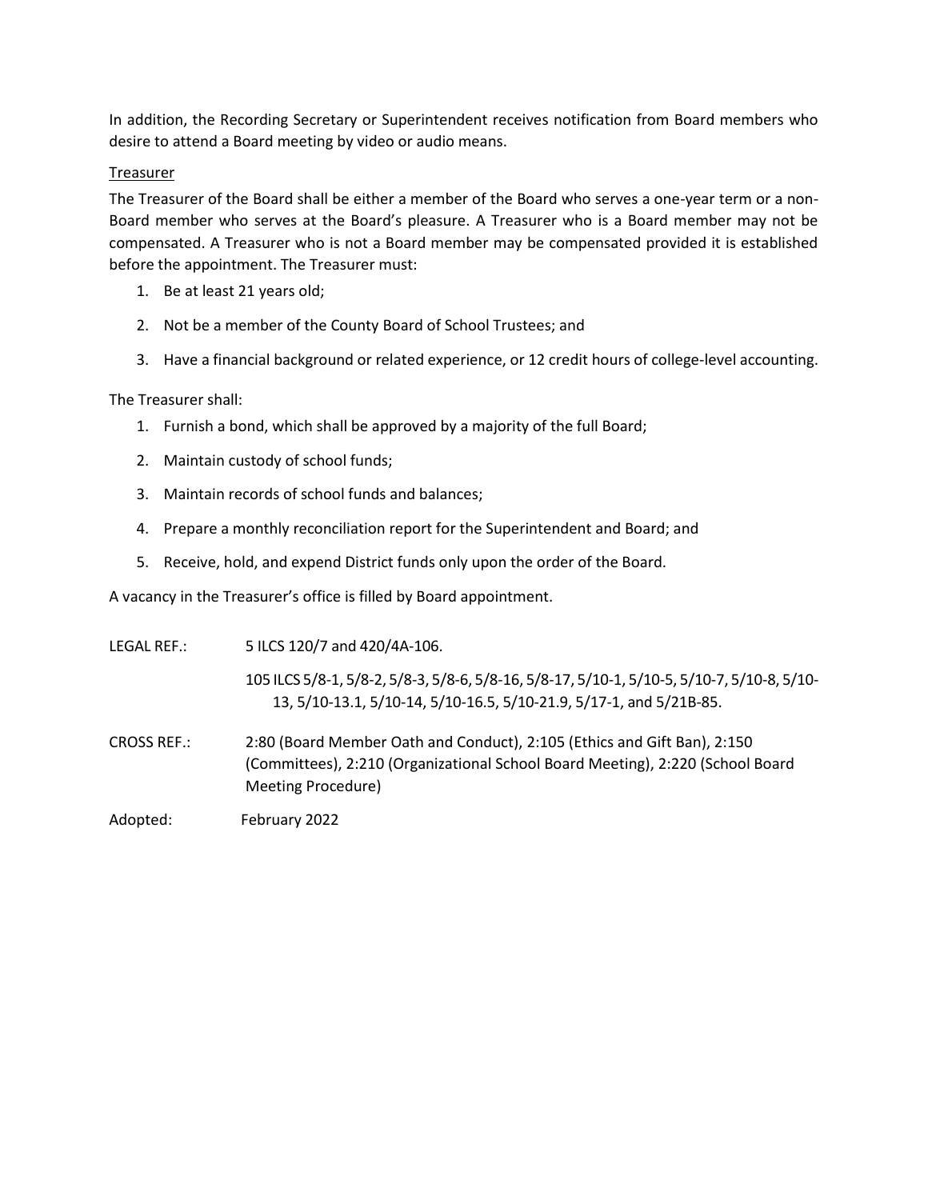In addition, the Recording Secretary or Superintendent receives notification from Board members who desire to attend a Board meeting by video or audio means.

Treasurer

The Treasurer of the Board shall be either a member of the Board who serves a one-year term or a non-Board member who serves at the Board's pleasure. A Treasurer who is a Board member may not be compensated. A Treasurer who is not a Board member may be compensated provided it is established before the appointment. The Treasurer must:

1. Be at least 21 years old;
2. Not be a member of the County Board of School Trustees; and
3. Have a financial background or related experience, or 12 credit hours of college-level accounting.

The Treasurer shall:

1. Furnish a bond, which shall be approved by a majority of the full Board;
2. Maintain custody of school funds;
3. Maintain records of school funds and balances;
4. Prepare a monthly reconciliation report for the Superintendent and Board; and
5. Receive, hold, and expend District funds only upon the order of the Board.

A vacancy in the Treasurer's office is filled by Board appointment.

LEGAL REF.: 5 ILCS 120/7 and 420/4A-106.

105 ILCS 5/8-1, 5/8-2, 5/8-3, 5/8-6, 5/8-16, 5/8-17, 5/10-1, 5/10-5, 5/10-7, 5/10-8, 5/10-13, 5/10-13.1, 5/10-14, 5/10-16.5, 5/10-21.9, 5/17-1, and 5/21B-85.

CROSS REF.: 2:80 (Board Member Oath and Conduct), 2:105 (Ethics and Gift Ban), 2:150 (Committees), 2:210 (Organizational School Board Meeting), 2:220 (School Board Meeting Procedure)

Adopted: February 2022